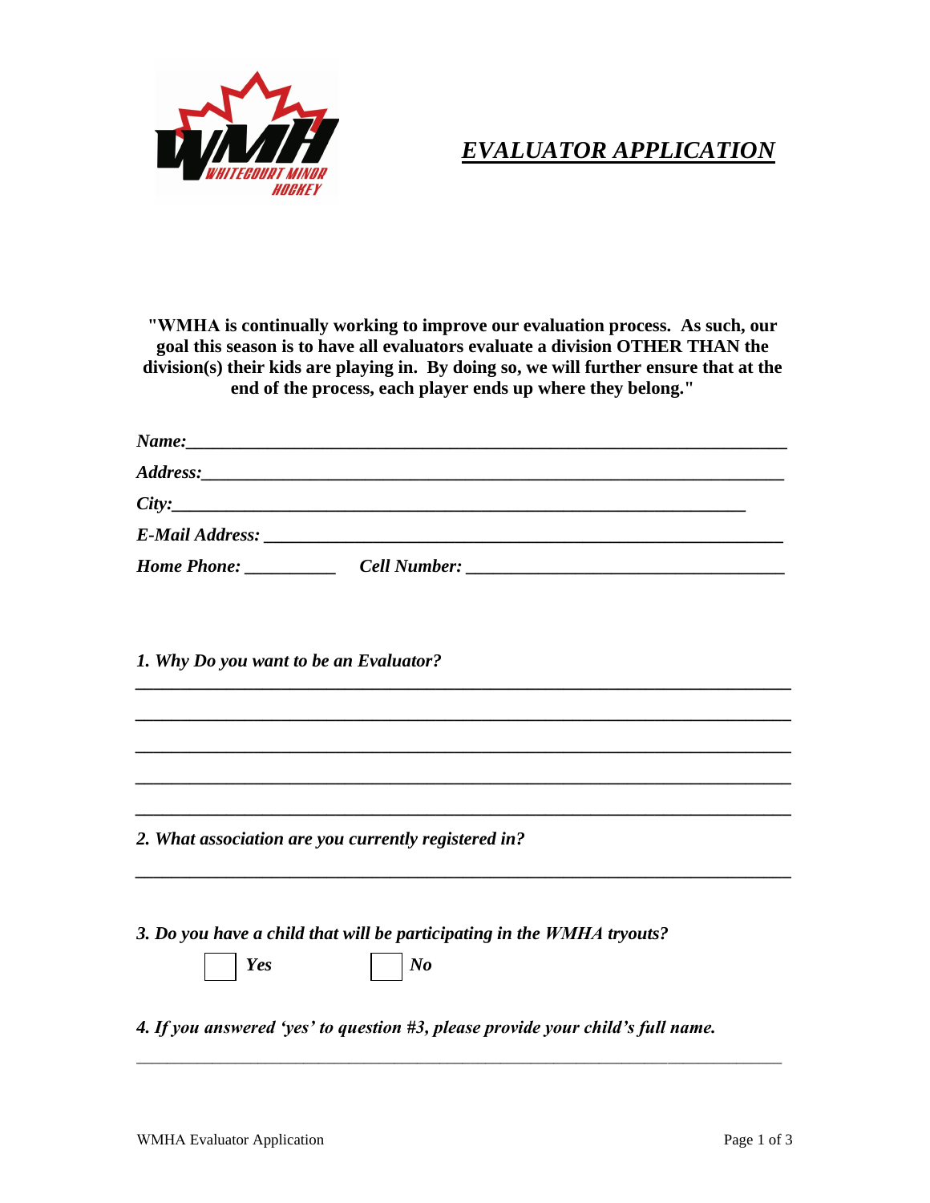# *EVALUATOR APPLICATION*

**"WMHA is continually working to improve our evaluation process. As such, our goal this season is to have all evaluators evaluate a division OTHER THAN the division(s) their kids are playing in. By doing so, we will further ensure that at the end of the process, each player ends up where they belong."**

***Name:***_______________________________________________________________

***Address:***_____________________________________________________________

***City:***_________________________________________________________

***E-Mail Address:*** _______________________________________________________

***Home Phone:*** __________ ***Cell Number:*** __________________________________

***1. Why Do you want to be an Evaluator?***

_________________________________________________________________________

_________________________________________________________________________

_________________________________________________________________________

_________________________________________________________________________

_________________________________________________________________________

***2. What association are you currently registered in?***

_________________________________________________________________________

***3. Do you have a child that will be participating in the WMHA tryouts?***

☐ ***Yes*** ☐ ***No***

***4. If you answered 'yes' to question #3, please provide your child's full name.***

_________________________________________________________________________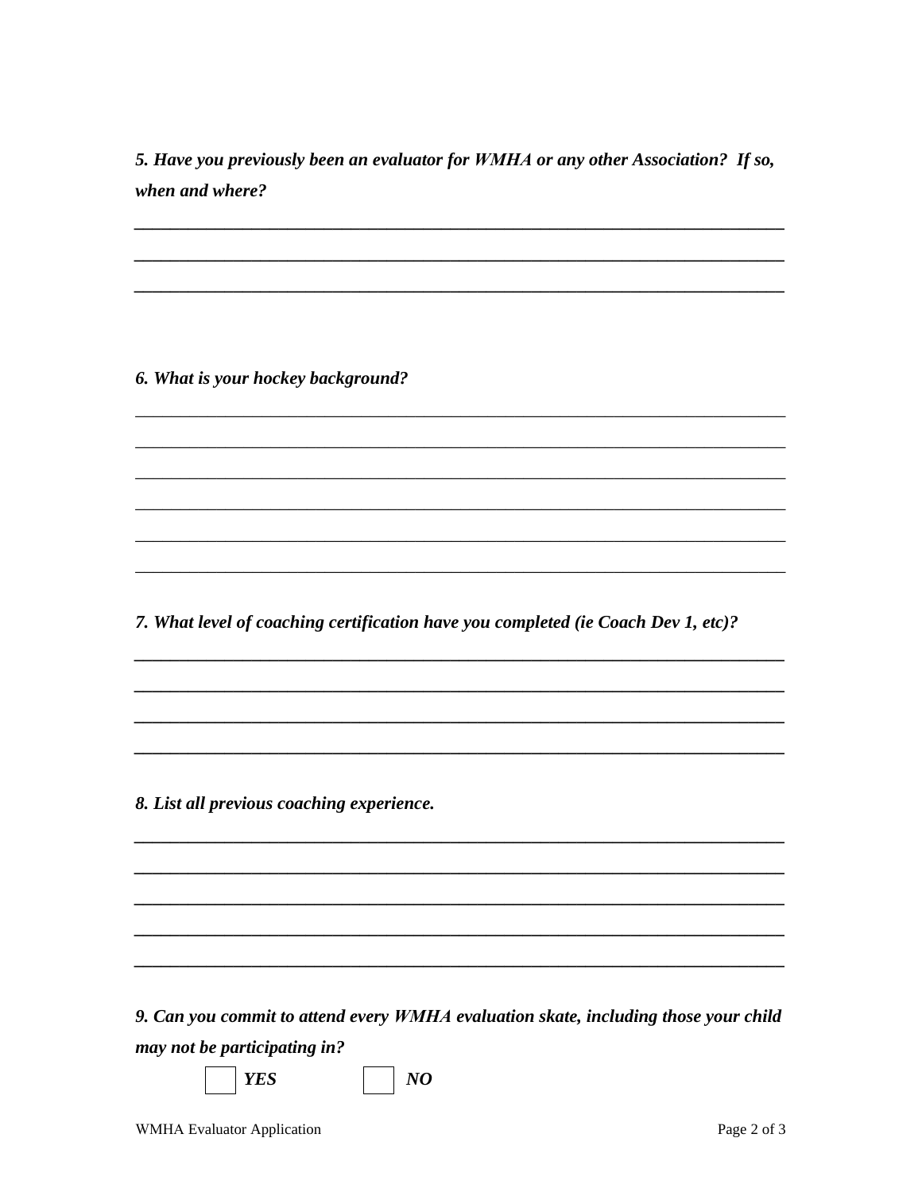***5. Have you previously been an evaluator for WMHA or any other Association? If so, when and where?***

___________________________________________________________________________

___________________________________________________________________________

___________________________________________________________________________

***6. What is your hockey background?***

___________________________________________________________________________

___________________________________________________________________________

___________________________________________________________________________

___________________________________________________________________________

___________________________________________________________________________

___________________________________________________________________________

***7. What level of coaching certification have you completed (ie Coach Dev 1, etc)?***

___________________________________________________________________________

___________________________________________________________________________

___________________________________________________________________________

___________________________________________________________________________

***8. List all previous coaching experience.***

___________________________________________________________________________

___________________________________________________________________________

___________________________________________________________________________

___________________________________________________________________________

___________________________________________________________________________

***9. Can you commit to attend every WMHA evaluation skate, including those your child may not be participating in?***

☐ ***YES*** ☐ ***NO***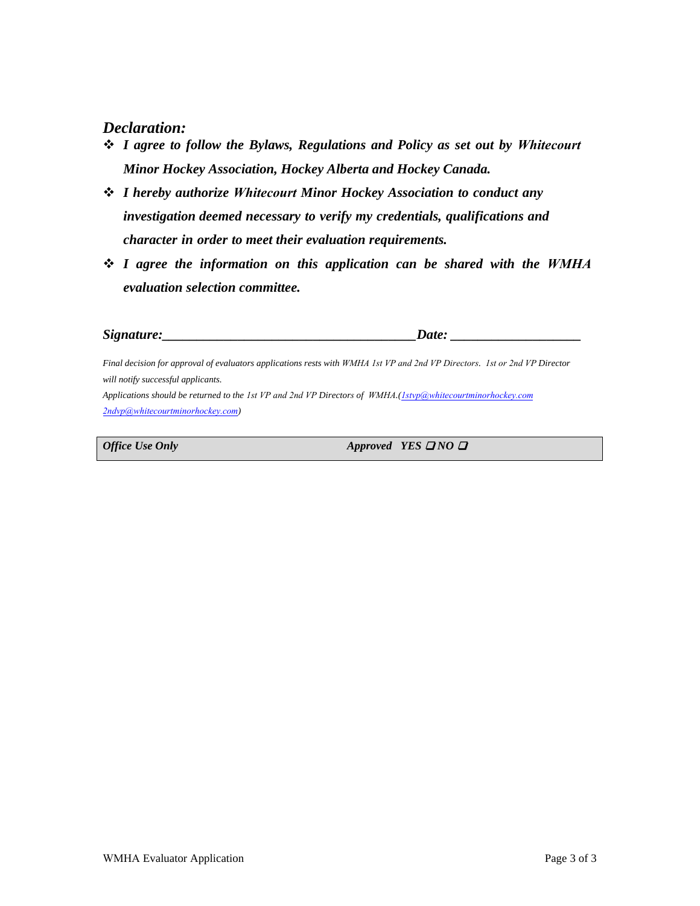## *Declaration:*

- ***I agree to follow the Bylaws, Regulations and Policy as set out by Whitecourt Minor Hockey Association, Hockey Alberta and Hockey Canada.***
- ***I hereby authorize Whitecourt Minor Hockey Association to conduct any investigation deemed necessary to verify my credentials, qualifications and character in order to meet their evaluation requirements.***
- ***I agree the information on this application can be shared with the WMHA evaluation selection committee.***

***Signature:_____________________________________Date: ___________________***

*Final decision for approval of evaluators applications rests with WMHA 1st VP and 2nd VP Directors. 1st or 2nd VP Director will notify successful applicants.*

*Applications should be returned to the 1st VP and 2nd VP Directors of WMHA.(1stvp@whitecourtminorhockey.com 2ndvp@whitecourtminorhockey.com)*

| | |
|---|---|
| ***Office Use Only*** | ***Approved YES ❑ NO ❑*** |